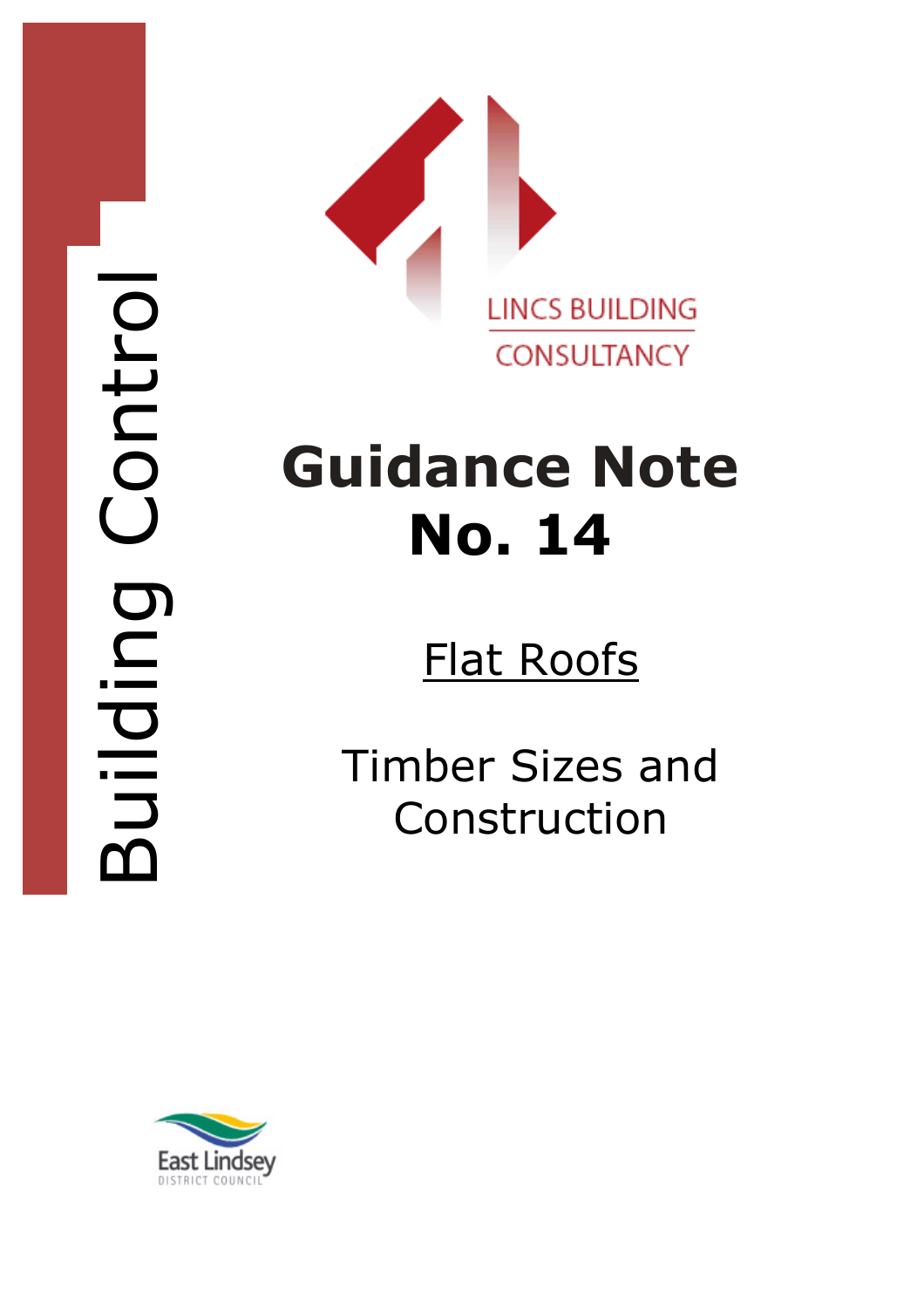Building Control

LINCS BUILDING CONSULTANCY

# Guidance Note No. 14

## Flat Roofs

Timber Sizes and Construction

East Lindsey DISTRICT COUNCIL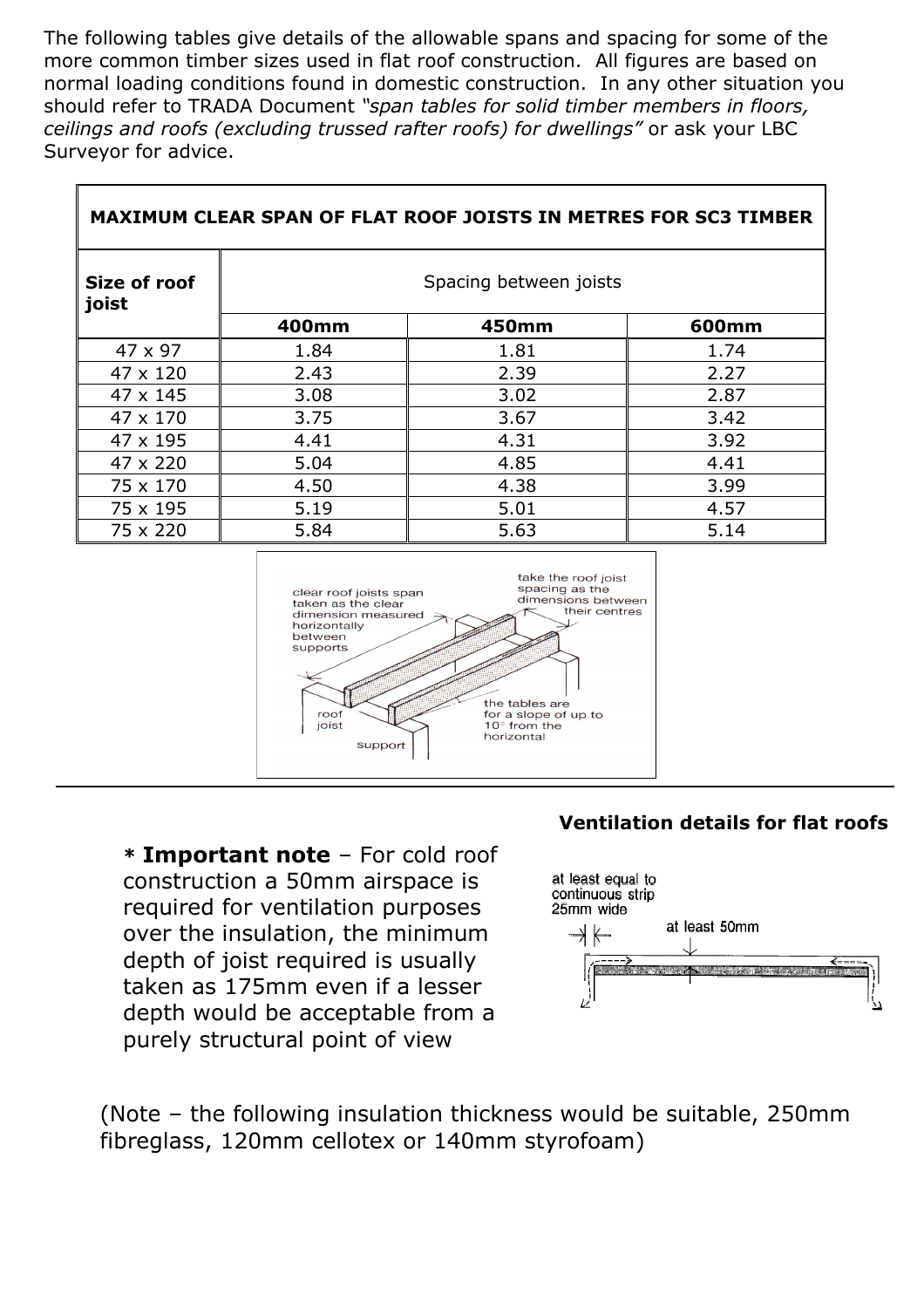The following tables give details of the allowable spans and spacing for some of the more common timber sizes used in flat roof construction. All figures are based on normal loading conditions found in domestic construction. In any other situation you should refer to TRADA Document *"span tables for solid timber members in floors, ceilings and roofs (excluding trussed rafter roofs) for dwellings"* or ask your LBC Surveyor for advice.

**MAXIMUM CLEAR SPAN OF FLAT ROOF JOISTS IN METRES FOR SC3 TIMBER**

| **Size of roof joist** | Spacing between joists | | |
|---|---|---|---|
| | **400mm** | **450mm** | **600mm** |
| 47 x 97 | 1.84 | 1.81 | 1.74 |
| 47 x 120 | 2.43 | 2.39 | 2.27 |
| 47 x 145 | 3.08 | 3.02 | 2.87 |
| 47 x 170 | 3.75 | 3.67 | 3.42 |
| 47 x 195 | 4.41 | 4.31 | 3.92 |
| 47 x 220 | 5.04 | 4.85 | 4.41 |
| 75 x 170 | 4.50 | 4.38 | 3.99 |
| 75 x 195 | 5.19 | 5.01 | 4.57 |
| 75 x 220 | 5.84 | 5.63 | 5.14 |

clear roof joists span taken as the clear dimension measured horizontally between supports

take the roof joist spacing as the dimensions between their centres

roof joist

support

the tables are for a slope of up to 10° from the horizontal

**Ventilation details for flat roofs**

**\* Important note** – For cold roof construction a 50mm airspace is required for ventilation purposes over the insulation, the minimum depth of joist required is usually taken as 175mm even if a lesser depth would be acceptable from a purely structural point of view

at least equal to continuous strip 25mm wide

at least 50mm

(Note – the following insulation thickness would be suitable, 250mm fibreglass, 120mm cellotex or 140mm styrofoam)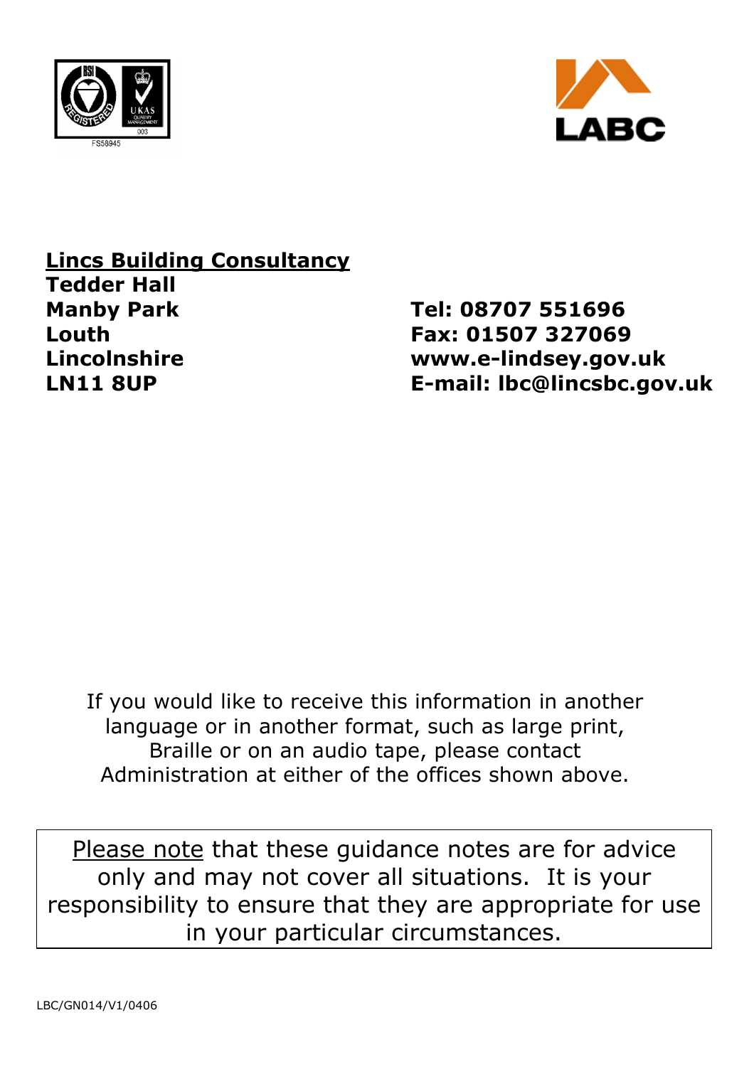**Lincs Building Consultancy**
**Tedder Hall**
**Manby Park**
**Louth**
**Lincolnshire**
**LN11 8UP**

**Tel: 08707 551696**
**Fax: 01507 327069**
**www.e-lindsey.gov.uk**
**E-mail: lbc@lincsbc.gov.uk**

If you would like to receive this information in another language or in another format, such as large print, Braille or on an audio tape, please contact Administration at either of the offices shown above.

Please note that these guidance notes are for advice only and may not cover all situations. It is your responsibility to ensure that they are appropriate for use in your particular circumstances.

LBC/GN014/V1/0406